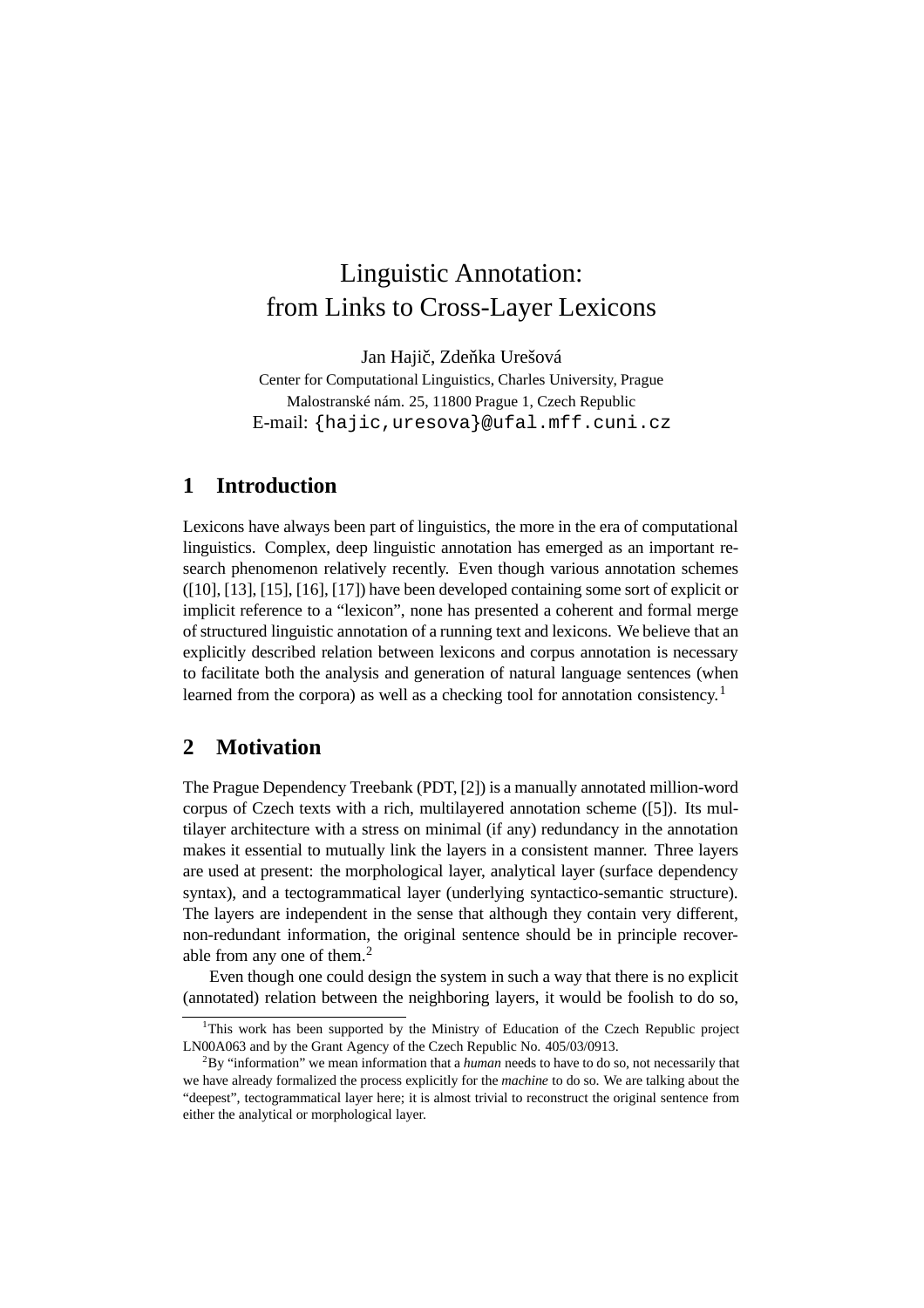# Linguistic Annotation: from Links to Cross-Layer Lexicons

Jan Hajič, Zdeňka Urešová

Center for Computational Linguistics, Charles University, Prague
Malostranské nám. 25, 11800 Prague 1, Czech Republic
E-mail: {hajic,uresova}@ufal.mff.cuni.cz

## 1 Introduction

Lexicons have always been part of linguistics, the more in the era of computational linguistics. Complex, deep linguistic annotation has emerged as an important research phenomenon relatively recently. Even though various annotation schemes ([10], [13], [15], [16], [17]) have been developed containing some sort of explicit or implicit reference to a "lexicon", none has presented a coherent and formal merge of structured linguistic annotation of a running text and lexicons. We believe that an explicitly described relation between lexicons and corpus annotation is necessary to facilitate both the analysis and generation of natural language sentences (when learned from the corpora) as well as a checking tool for annotation consistency.[1]

## 2 Motivation

The Prague Dependency Treebank (PDT, [2]) is a manually annotated million-word corpus of Czech texts with a rich, multilayered annotation scheme ([5]). Its multilayer architecture with a stress on minimal (if any) redundancy in the annotation makes it essential to mutually link the layers in a consistent manner. Three layers are used at present: the morphological layer, analytical layer (surface dependency syntax), and a tectogrammatical layer (underlying syntactico-semantic structure). The layers are independent in the sense that although they contain very different, non-redundant information, the original sentence should be in principle recoverable from any one of them.[2]

Even though one could design the system in such a way that there is no explicit (annotated) relation between the neighboring layers, it would be foolish to do so,

---

[1] This work has been supported by the Ministry of Education of the Czech Republic project LN00A063 and by the Grant Agency of the Czech Republic No. 405/03/0913.

[2] By "information" we mean information that a *human* needs to have to do so, not necessarily that we have already formalized the process explicitly for the *machine* to do so. We are talking about the "deepest", tectogrammatical layer here; it is almost trivial to reconstruct the original sentence from either the analytical or morphological layer.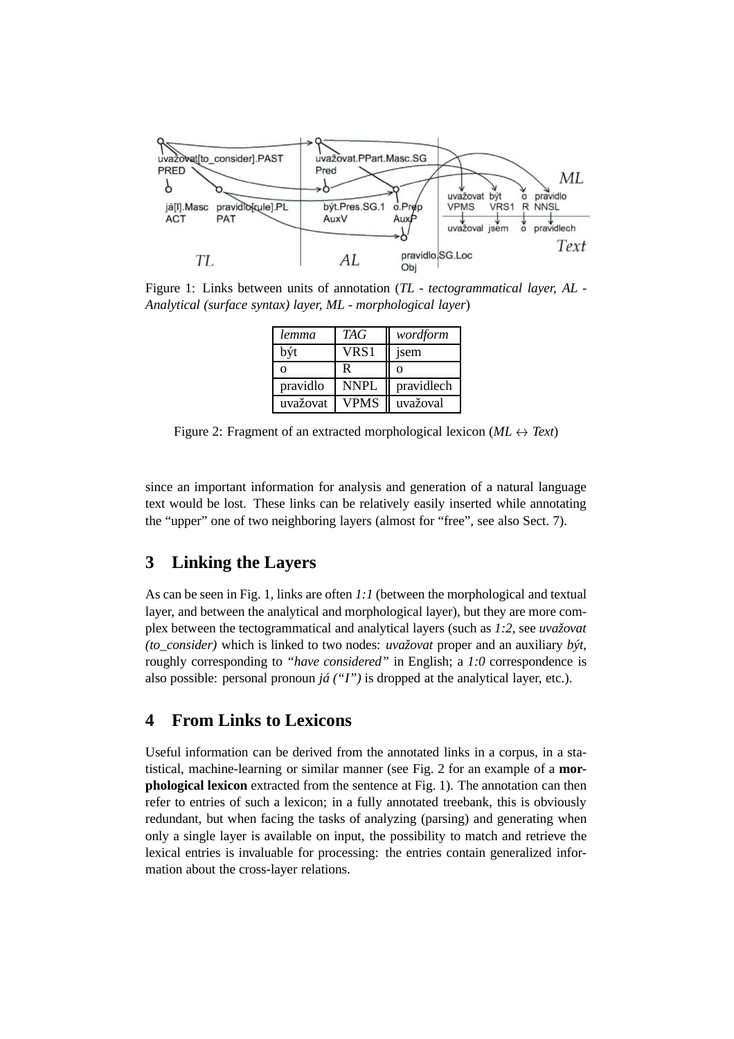Figure 1: Links between units of annotation (*TL - tectogrammatical layer, AL - Analytical (surface syntax) layer, ML - morphological layer*)

| *lemma* | *TAG* | *wordform* |
|---|---|---|
| být | VRS1 | jsem |
| o | R | o |
| pravidlo | NNPL | pravidlech |
| uvažovat | VPMS | uvažoval |

Figure 2: Fragment of an extracted morphological lexicon (*ML* ↔ *Text*)

since an important information for analysis and generation of a natural language text would be lost. These links can be relatively easily inserted while annotating the "upper" one of two neighboring layers (almost for "free", see also Sect. 7).

## 3 Linking the Layers

As can be seen in Fig. 1, links are often *1:1* (between the morphological and textual layer, and between the analytical and morphological layer), but they are more complex between the tectogrammatical and analytical layers (such as *1:2*, see *uvažovat (to_consider)* which is linked to two nodes: *uvažovat* proper and an auxiliary *být*, roughly corresponding to *"have considered"* in English; a *1:0* correspondence is also possible: personal pronoun *já ("I")* is dropped at the analytical layer, etc.).

## 4 From Links to Lexicons

Useful information can be derived from the annotated links in a corpus, in a statistical, machine-learning or similar manner (see Fig. 2 for an example of a **morphological lexicon** extracted from the sentence at Fig. 1). The annotation can then refer to entries of such a lexicon; in a fully annotated treebank, this is obviously redundant, but when facing the tasks of analyzing (parsing) and generating when only a single layer is available on input, the possibility to match and retrieve the lexical entries is invaluable for processing: the entries contain generalized information about the cross-layer relations.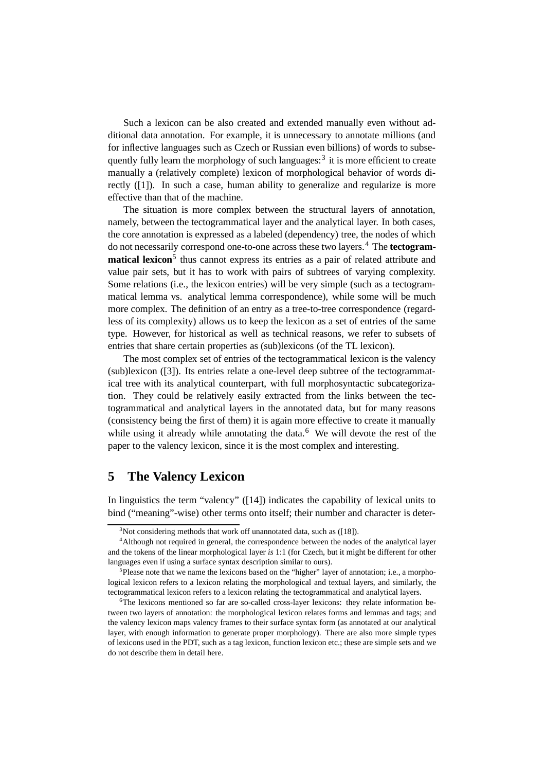Such a lexicon can be also created and extended manually even without additional data annotation. For example, it is unnecessary to annotate millions (and for inflective languages such as Czech or Russian even billions) of words to subsequently fully learn the morphology of such languages:[3] it is more efficient to create manually a (relatively complete) lexicon of morphological behavior of words directly ([1]). In such a case, human ability to generalize and regularize is more effective than that of the machine.

The situation is more complex between the structural layers of annotation, namely, between the tectogrammatical layer and the analytical layer. In both cases, the core annotation is expressed as a labeled (dependency) tree, the nodes of which do not necessarily correspond one-to-one across these two layers.[4] The **tectogrammatical lexicon**[5] thus cannot express its entries as a pair of related attribute and value pair sets, but it has to work with pairs of subtrees of varying complexity. Some relations (i.e., the lexicon entries) will be very simple (such as a tectogrammatical lemma vs. analytical lemma correspondence), while some will be much more complex. The definition of an entry as a tree-to-tree correspondence (regardless of its complexity) allows us to keep the lexicon as a set of entries of the same type. However, for historical as well as technical reasons, we refer to subsets of entries that share certain properties as (sub)lexicons (of the TL lexicon).

The most complex set of entries of the tectogrammatical lexicon is the valency (sub)lexicon ([3]). Its entries relate a one-level deep subtree of the tectogrammatical tree with its analytical counterpart, with full morphosyntactic subcategorization. They could be relatively easily extracted from the links between the tectogrammatical and analytical layers in the annotated data, but for many reasons (consistency being the first of them) it is again more effective to create it manually while using it already while annotating the data.[6] We will devote the rest of the paper to the valency lexicon, since it is the most complex and interesting.

## 5 The Valency Lexicon

In linguistics the term “valency” ([14]) indicates the capability of lexical units to bind (“meaning”-wise) other terms onto itself; their number and character is deter-

[3] Not considering methods that work off unannotated data, such as ([18]).

[4] Although not required in general, the correspondence between the nodes of the analytical layer and the tokens of the linear morphological layer *is* 1:1 (for Czech, but it might be different for other languages even if using a surface syntax description similar to ours).

[5] Please note that we name the lexicons based on the “higher” layer of annotation; i.e., a morphological lexicon refers to a lexicon relating the morphological and textual layers, and similarly, the tectogrammatical lexicon refers to a lexicon relating the tectogrammatical and analytical layers.

[6] The lexicons mentioned so far are so-called cross-layer lexicons: they relate information between two layers of annotation: the morphological lexicon relates forms and lemmas and tags; and the valency lexicon maps valency frames to their surface syntax form (as annotated at our analytical layer, with enough information to generate proper morphology). There are also more simple types of lexicons used in the PDT, such as a tag lexicon, function lexicon etc.; these are simple sets and we do not describe them in detail here.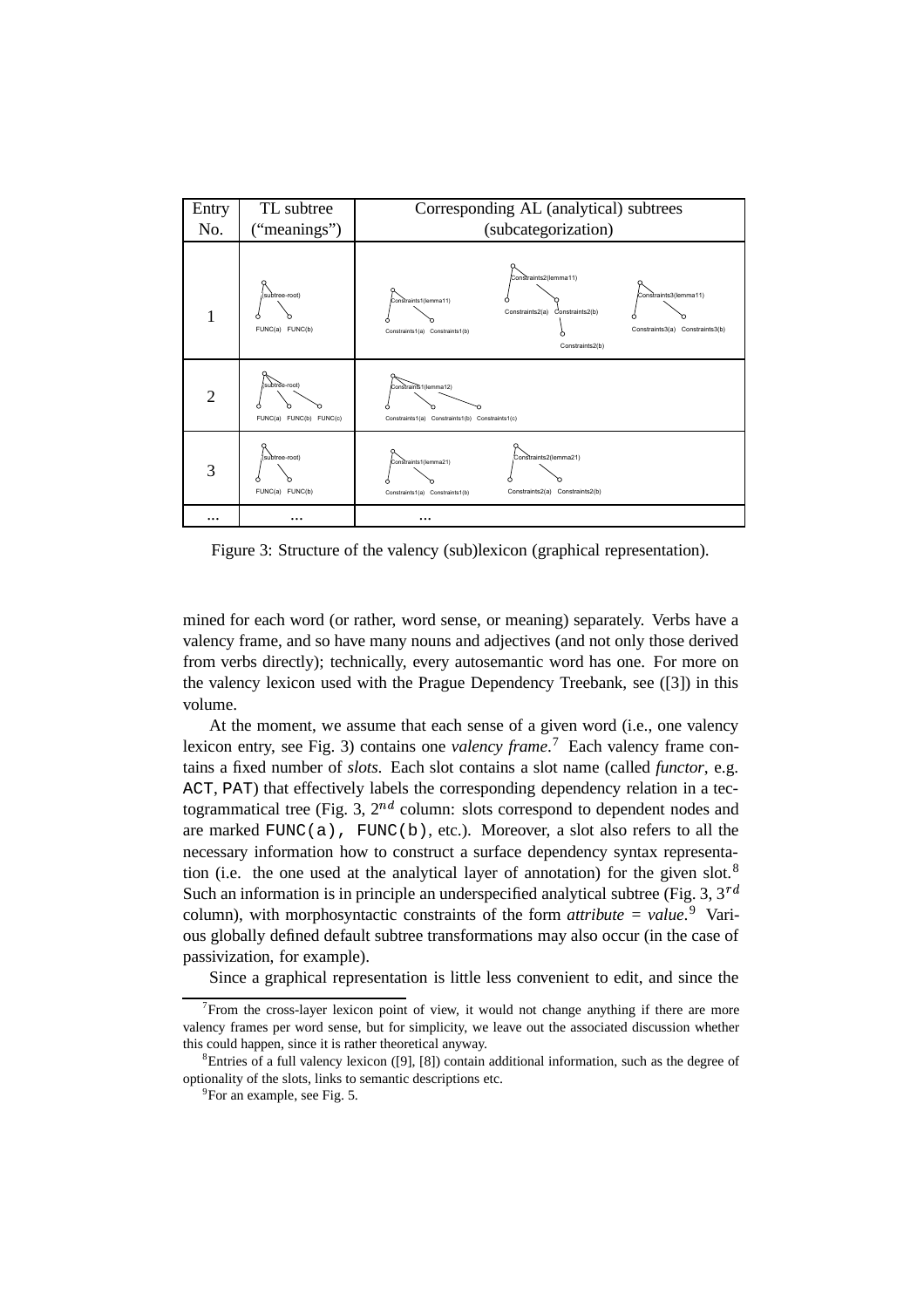| Entry No. | TL subtree ("meanings") | Corresponding AL (analytical) subtrees (subcategorization) |
|---|---|---|
| 1 | (subtree-root) FUNC(a) FUNC(b) | Constraints1(lemma11) Constraints1(a) Constraints1(b); Constraints2(lemma11) Constraints2(a) Constraints2(b) Constraints2(b); Constraints3(lemma11) Constraints3(a) Constraints3(b) |
| 2 | (subtree-root) FUNC(a) FUNC(b) FUNC(c) | Constraints1(lemma12) Constraints1(a) Constraints1(b) Constraints1(c) |
| 3 | (subtree-root) FUNC(a) FUNC(b) | Constraints1(lemma21) Constraints1(a) Constraints1(b); Constraints2(lemma21) Constraints2(a) Constraints2(b) |
| ... | ... | ... |

Figure 3: Structure of the valency (sub)lexicon (graphical representation).

mined for each word (or rather, word sense, or meaning) separately. Verbs have a valency frame, and so have many nouns and adjectives (and not only those derived from verbs directly); technically, every autosemantic word has one. For more on the valency lexicon used with the Prague Dependency Treebank, see ([3]) in this volume.

At the moment, we assume that each sense of a given word (i.e., one valency lexicon entry, see Fig. 3) contains one *valency frame*.[7] Each valency frame contains a fixed number of *slots*. Each slot contains a slot name (called *functor*, e.g. `ACT`, `PAT`) that effectively labels the corresponding dependency relation in a tectogrammatical tree (Fig. 3, $2^{nd}$ column: slots correspond to dependent nodes and are marked `FUNC(a)`, `FUNC(b)`, etc.). Moreover, a slot also refers to all the necessary information how to construct a surface dependency syntax representation (i.e. the one used at the analytical layer of annotation) for the given slot.[8] Such an information is in principle an underspecified analytical subtree (Fig. 3, $3^{rd}$ column), with morphosyntactic constraints of the form *attribute* = *value*.[9] Various globally defined default subtree transformations may also occur (in the case of passivization, for example).

Since a graphical representation is little less convenient to edit, and since the

[7] From the cross-layer lexicon point of view, it would not change anything if there are more valency frames per word sense, but for simplicity, we leave out the associated discussion whether this could happen, since it is rather theoretical anyway.

[8] Entries of a full valency lexicon ([9], [8]) contain additional information, such as the degree of optionality of the slots, links to semantic descriptions etc.

[9] For an example, see Fig. 5.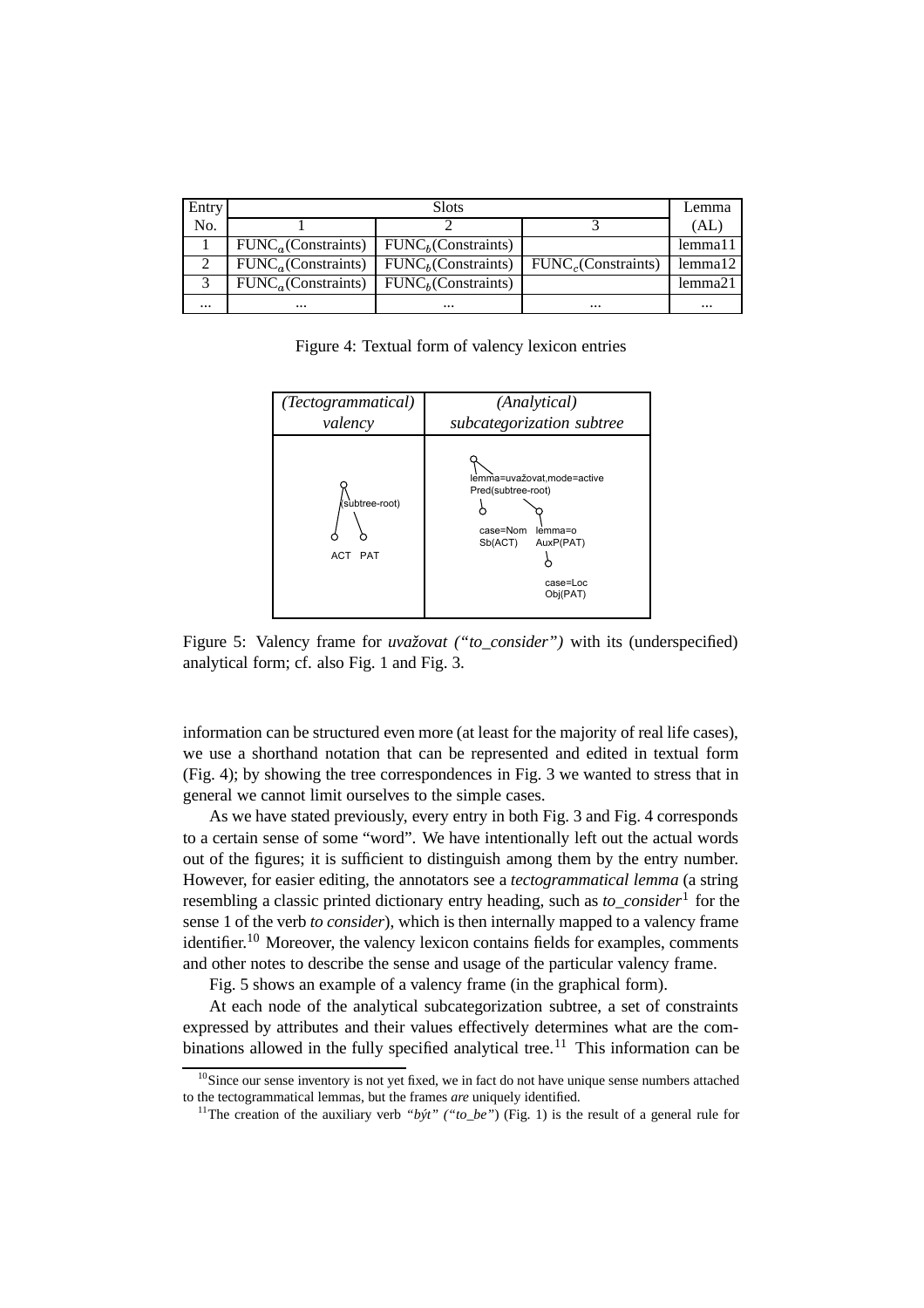| Entry | Slots | | | Lemma |
|---|---|---|---|---|
| No. | 1 | 2 | 3 | (AL) |
| 1 | $FUNC_a$(Constraints) | $FUNC_b$(Constraints) | | lemma11 |
| 2 | $FUNC_a$(Constraints) | $FUNC_b$(Constraints) | $FUNC_c$(Constraints) | lemma12 |
| 3 | $FUNC_a$(Constraints) | $FUNC_b$(Constraints) | | lemma21 |
| ... | ... | ... | ... | ... |

Figure 4: Textual form of valency lexicon entries

| *(Tectogrammatical) valency* | *(Analytical) subcategorization subtree* |
|---|---|
| (subtree-root)<br>ACT PAT | lemma=uvažovat,mode=active<br>Pred(subtree-root)<br>case=Nom Sb(ACT)<br>lemma=o AuxP(PAT)<br>case=Loc Obj(PAT) |

Figure 5: Valency frame for *uvažovat ("to_consider")* with its (underspecified) analytical form; cf. also Fig. 1 and Fig. 3.

information can be structured even more (at least for the majority of real life cases), we use a shorthand notation that can be represented and edited in textual form (Fig. 4); by showing the tree correspondences in Fig. 3 we wanted to stress that in general we cannot limit ourselves to the simple cases.

As we have stated previously, every entry in both Fig. 3 and Fig. 4 corresponds to a certain sense of some "word". We have intentionally left out the actual words out of the figures; it is sufficient to distinguish among them by the entry number. However, for easier editing, the annotators see a *tectogrammatical lemma* (a string resembling a classic printed dictionary entry heading, such as *to_consider*[1] for the sense 1 of the verb *to consider*), which is then internally mapped to a valency frame identifier.[10] Moreover, the valency lexicon contains fields for examples, comments and other notes to describe the sense and usage of the particular valency frame.

Fig. 5 shows an example of a valency frame (in the graphical form).

At each node of the analytical subcategorization subtree, a set of constraints expressed by attributes and their values effectively determines what are the combinations allowed in the fully specified analytical tree.[11] This information can be

[10] Since our sense inventory is not yet fixed, we in fact do not have unique sense numbers attached to the tectogrammatical lemmas, but the frames *are* uniquely identified.

[11] The creation of the auxiliary verb *"být" ("to_be")* (Fig. 1) is the result of a general rule for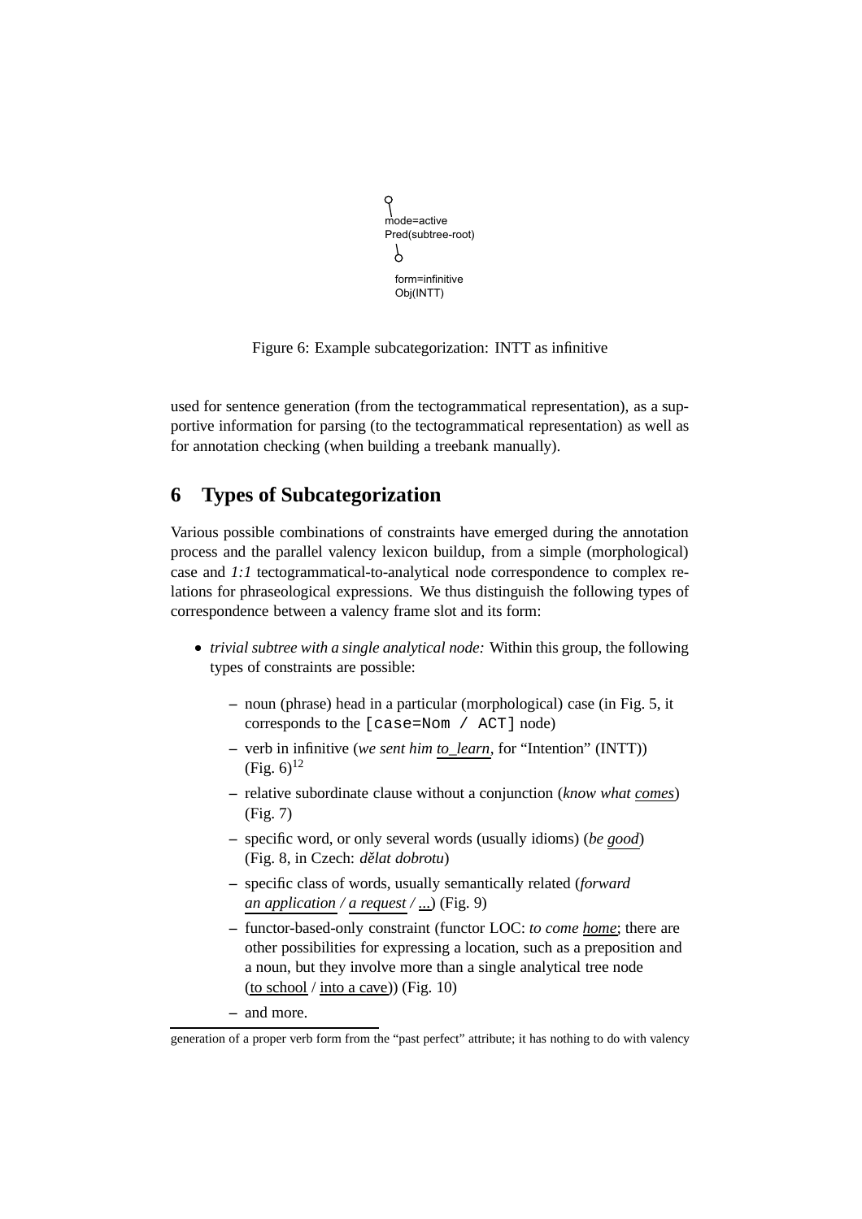mode=active
Pred(subtree-root)

form=infinitive
Obj(INTT)

Figure 6: Example subcategorization: INTT as infinitive

used for sentence generation (from the tectogrammatical representation), as a supportive information for parsing (to the tectogrammatical representation) as well as for annotation checking (when building a treebank manually).

## 6 Types of Subcategorization

Various possible combinations of constraints have emerged during the annotation process and the parallel valency lexicon buildup, from a simple (morphological) case and *1:1* tectogrammatical-to-analytical node correspondence to complex relations for phraseological expressions. We thus distinguish the following types of correspondence between a valency frame slot and its form:

- *trivial subtree with a single analytical node:* Within this group, the following types of constraints are possible:
  - noun (phrase) head in a particular (morphological) case (in Fig. 5, it corresponds to the `[case=Nom / ACT]` node)
  - verb in infinitive (*we sent him to_learn*, for "Intention" (INTT)) (Fig. 6)[12]
  - relative subordinate clause without a conjunction (*know what comes*) (Fig. 7)
  - specific word, or only several words (usually idioms) (*be good*) (Fig. 8, in Czech: *dělat dobrotu*)
  - specific class of words, usually semantically related (*forward an application / a request / ...*) (Fig. 9)
  - functor-based-only constraint (functor LOC: *to come home*; there are other possibilities for expressing a location, such as a preposition and a noun, but they involve more than a single analytical tree node (to school / into a cave)) (Fig. 10)
  - and more.

generation of a proper verb form from the "past perfect" attribute; it has nothing to do with valency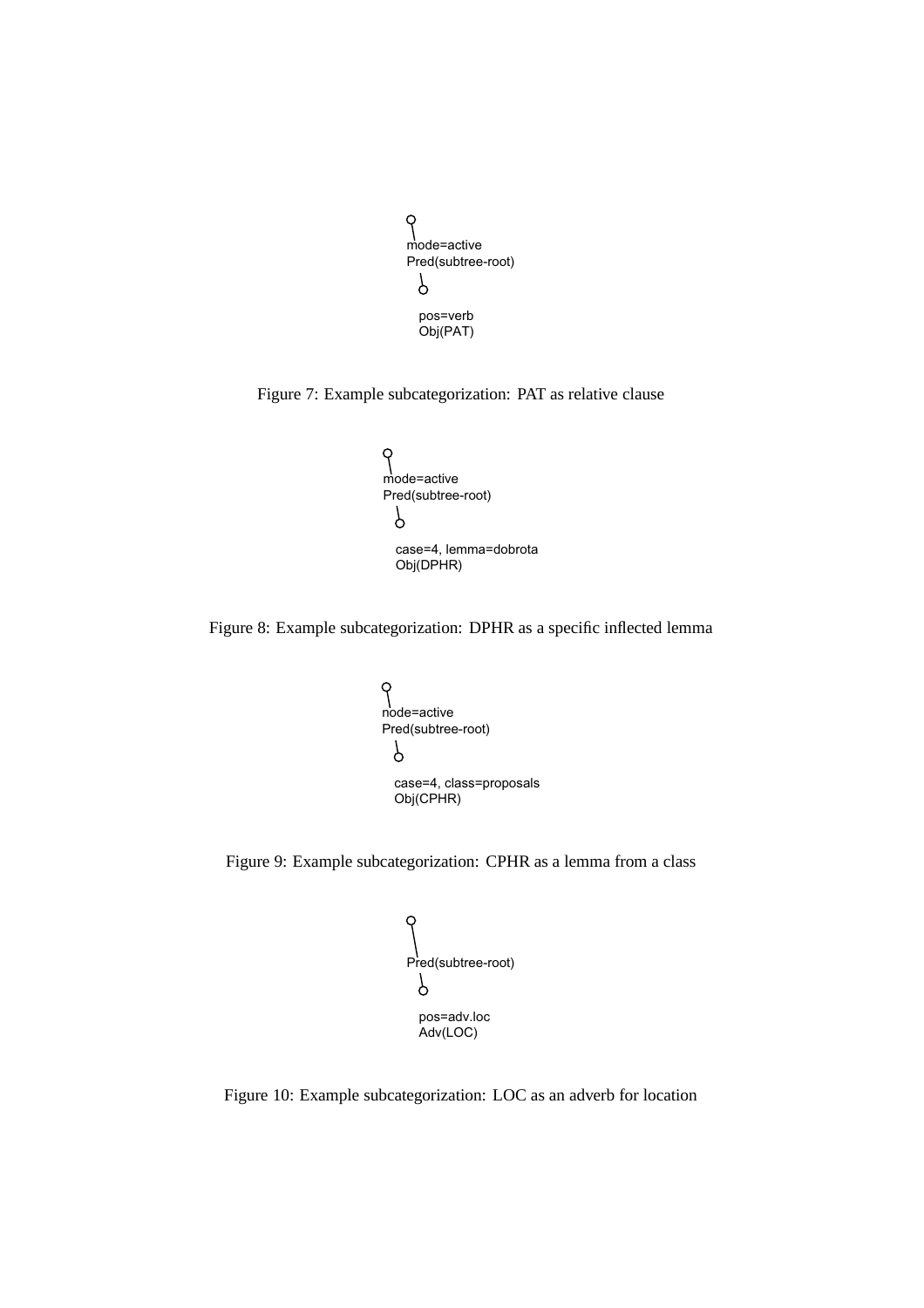mode=active
Pred(subtree-root)

pos=verb
Obj(PAT)

Figure 7: Example subcategorization: PAT as relative clause

mode=active
Pred(subtree-root)

case=4, lemma=dobrota
Obj(DPHR)

Figure 8: Example subcategorization: DPHR as a specific inflected lemma

node=active
Pred(subtree-root)

case=4, class=proposals
Obj(CPHR)

Figure 9: Example subcategorization: CPHR as a lemma from a class

Pred(subtree-root)

pos=adv.loc
Adv(LOC)

Figure 10: Example subcategorization: LOC as an adverb for location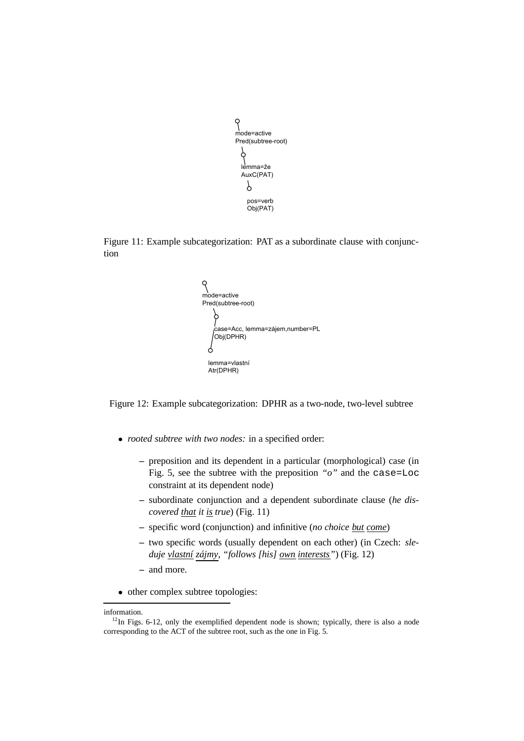mode=active
Pred(subtree-root)

lemma=že
AuxC(PAT)

pos=verb
Obj(PAT)

Figure 11: Example subcategorization: PAT as a subordinate clause with conjunction

mode=active
Pred(subtree-root)

case=Acc, lemma=zájem,number=PL
Obj(DPHR)

lemma=vlastní
Atr(DPHR)

Figure 12: Example subcategorization: DPHR as a two-node, two-level subtree

- *rooted subtree with two nodes:* in a specified order:
  - preposition and its dependent in a particular (morphological) case (in Fig. 5, see the subtree with the preposition *"o"* and the `case=Loc` constraint at its dependent node)
  - subordinate conjunction and a dependent subordinate clause (*he discovered <u>that</u> it <u>is</u> true*) (Fig. 11)
  - specific word (conjunction) and infinitive (*no choice <u>but</u> <u>come</u>*)
  - two specific words (usually dependent on each other) (in Czech: *sleduje <u>vlastní</u> <u>zájmy</u>*, *"follows [his] <u>own</u> <u>interests</u>"*) (Fig. 12)
  - and more.
- other complex subtree topologies:

information.

[12] In Figs. 6-12, only the exemplified dependent node is shown; typically, there is also a node corresponding to the ACT of the subtree root, such as the one in Fig. 5.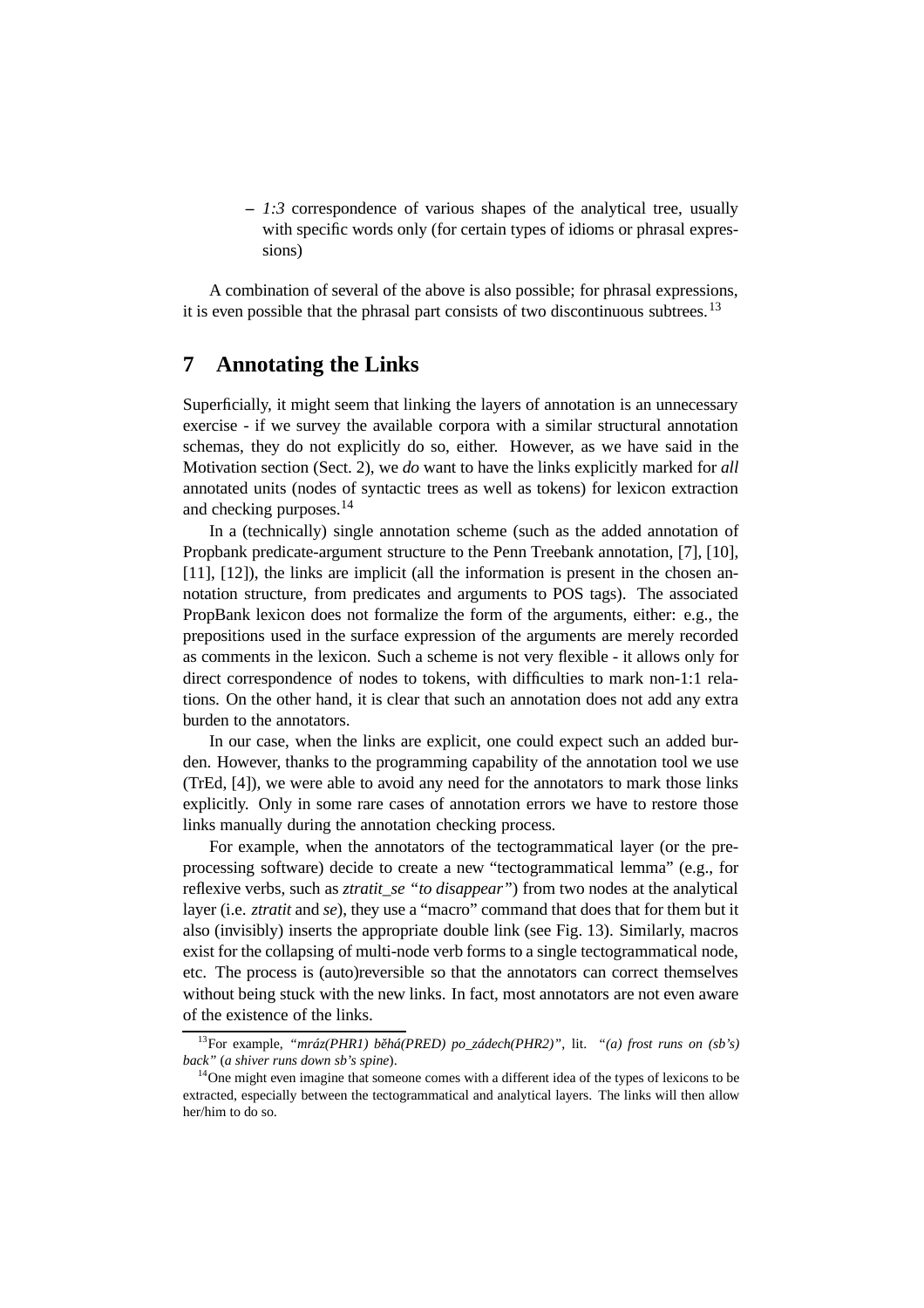– *1:3* correspondence of various shapes of the analytical tree, usually with specific words only (for certain types of idioms or phrasal expressions)

A combination of several of the above is also possible; for phrasal expressions, it is even possible that the phrasal part consists of two discontinuous subtrees.[13]

## 7 Annotating the Links

Superficially, it might seem that linking the layers of annotation is an unnecessary exercise - if we survey the available corpora with a similar structural annotation schemas, they do not explicitly do so, either. However, as we have said in the Motivation section (Sect. 2), we *do* want to have the links explicitly marked for *all* annotated units (nodes of syntactic trees as well as tokens) for lexicon extraction and checking purposes.[14]

In a (technically) single annotation scheme (such as the added annotation of Propbank predicate-argument structure to the Penn Treebank annotation, [7], [10], [11], [12]), the links are implicit (all the information is present in the chosen annotation structure, from predicates and arguments to POS tags). The associated PropBank lexicon does not formalize the form of the arguments, either: e.g., the prepositions used in the surface expression of the arguments are merely recorded as comments in the lexicon. Such a scheme is not very flexible - it allows only for direct correspondence of nodes to tokens, with difficulties to mark non-1:1 relations. On the other hand, it is clear that such an annotation does not add any extra burden to the annotators.

In our case, when the links are explicit, one could expect such an added burden. However, thanks to the programming capability of the annotation tool we use (TrEd, [4]), we were able to avoid any need for the annotators to mark those links explicitly. Only in some rare cases of annotation errors we have to restore those links manually during the annotation checking process.

For example, when the annotators of the tectogrammatical layer (or the preprocessing software) decide to create a new "tectogrammatical lemma" (e.g., for reflexive verbs, such as *ztratit_se "to disappear"*) from two nodes at the analytical layer (i.e. *ztratit* and *se*), they use a "macro" command that does that for them but it also (invisibly) inserts the appropriate double link (see Fig. 13). Similarly, macros exist for the collapsing of multi-node verb forms to a single tectogrammatical node, etc. The process is (auto)reversible so that the annotators can correct themselves without being stuck with the new links. In fact, most annotators are not even aware of the existence of the links.

---

[13] For example, *"mráz(PHR1) běhá(PRED) po_zádech(PHR2)"*, lit. *"(a) frost runs on (sb's) back"* (*a shiver runs down sb's spine*).

[14] One might even imagine that someone comes with a different idea of the types of lexicons to be extracted, especially between the tectogrammatical and analytical layers. The links will then allow her/him to do so.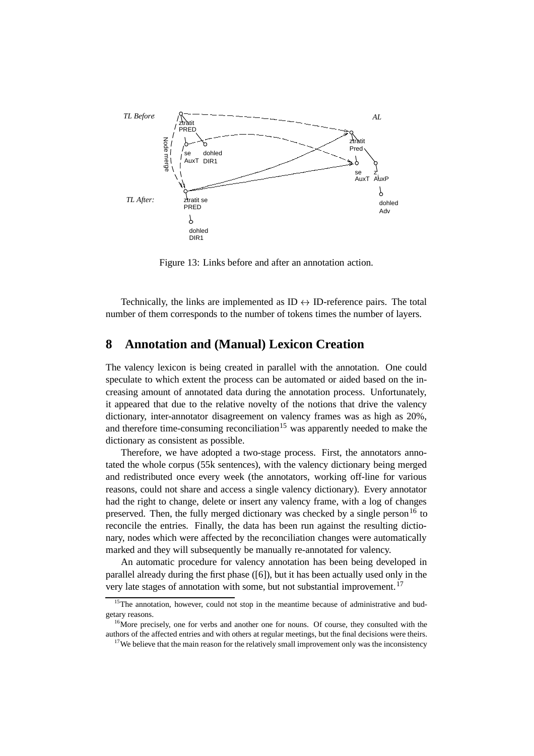Figure 13: Links before and after an annotation action.

Technically, the links are implemented as ID $\leftrightarrow$ ID-reference pairs. The total number of them corresponds to the number of tokens times the number of layers.

## 8 Annotation and (Manual) Lexicon Creation

The valency lexicon is being created in parallel with the annotation. One could speculate to which extent the process can be automated or aided based on the increasing amount of annotated data during the annotation process. Unfortunately, it appeared that due to the relative novelty of the notions that drive the valency dictionary, inter-annotator disagreement on valency frames was as high as 20%, and therefore time-consuming reconciliation[15] was apparently needed to make the dictionary as consistent as possible.

Therefore, we have adopted a two-stage process. First, the annotators annotated the whole corpus (55k sentences), with the valency dictionary being merged and redistributed once every week (the annotators, working off-line for various reasons, could not share and access a single valency dictionary). Every annotator had the right to change, delete or insert any valency frame, with a log of changes preserved. Then, the fully merged dictionary was checked by a single person[16] to reconcile the entries. Finally, the data has been run against the resulting dictionary, nodes which were affected by the reconciliation changes were automatically marked and they will subsequently be manually re-annotated for valency.

An automatic procedure for valency annotation has been being developed in parallel already during the first phase ([6]), but it has been actually used only in the very late stages of annotation with some, but not substantial improvement.[17]

[15] The annotation, however, could not stop in the meantime because of administrative and budgetary reasons.

[16] More precisely, one for verbs and another one for nouns. Of course, they consulted with the authors of the affected entries and with others at regular meetings, but the final decisions were theirs.

[17] We believe that the main reason for the relatively small improvement only was the inconsistency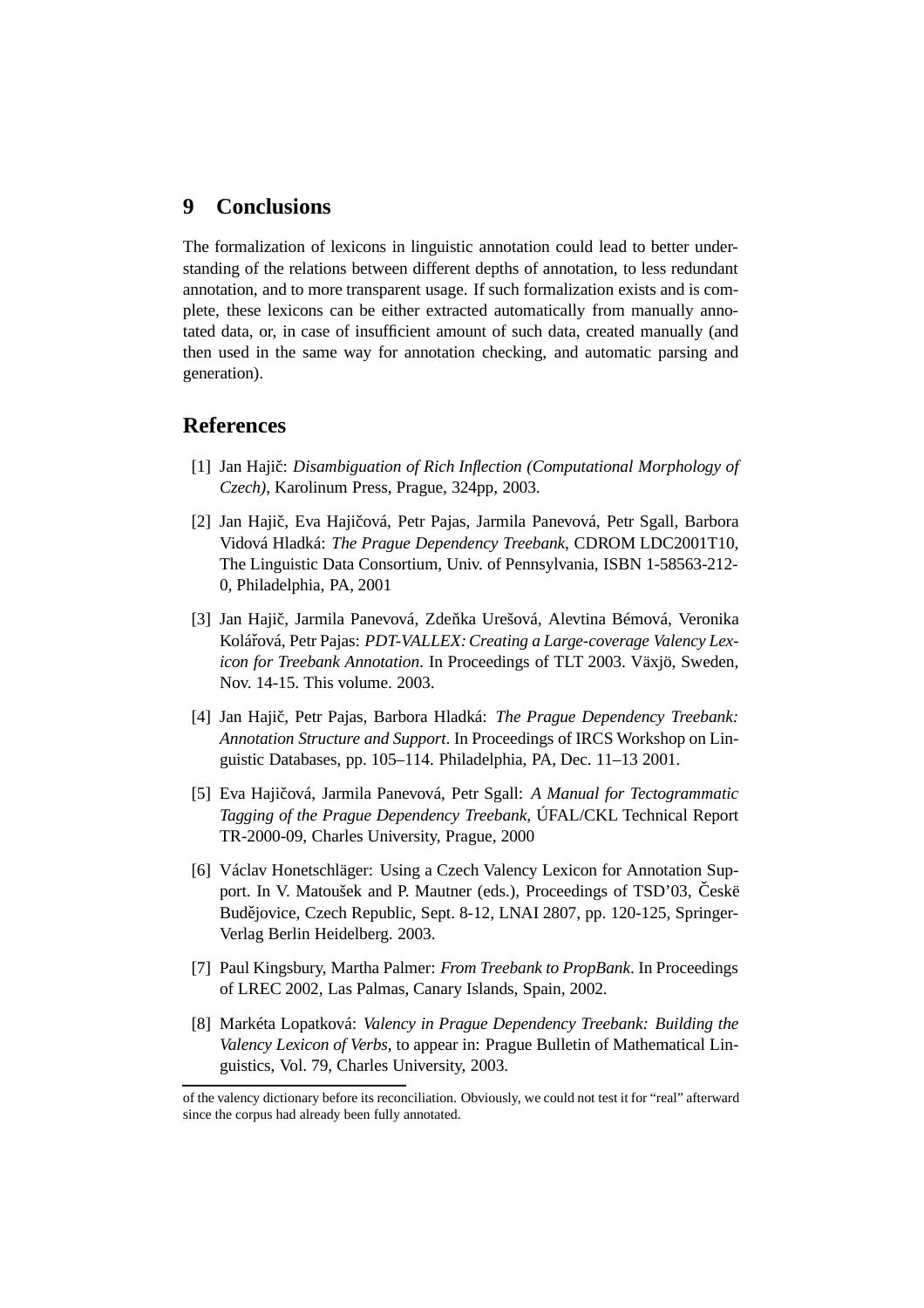## 9 Conclusions

The formalization of lexicons in linguistic annotation could lead to better understanding of the relations between different depths of annotation, to less redundant annotation, and to more transparent usage. If such formalization exists and is complete, these lexicons can be either extracted automatically from manually annotated data, or, in case of insufficient amount of such data, created manually (and then used in the same way for annotation checking, and automatic parsing and generation).

## References

[1] Jan Hajič: *Disambiguation of Rich Inflection (Computational Morphology of Czech)*, Karolinum Press, Prague, 324pp, 2003.

[2] Jan Hajič, Eva Hajičová, Petr Pajas, Jarmila Panevová, Petr Sgall, Barbora Vidová Hladká: *The Prague Dependency Treebank*, CDROM LDC2001T10, The Linguistic Data Consortium, Univ. of Pennsylvania, ISBN 1-58563-212-0, Philadelphia, PA, 2001

[3] Jan Hajič, Jarmila Panevová, Zdeňka Urešová, Alevtina Bémová, Veronika Kolářová, Petr Pajas: *PDT-VALLEX: Creating a Large-coverage Valency Lexicon for Treebank Annotation*. In Proceedings of TLT 2003. Växjö, Sweden, Nov. 14-15. This volume. 2003.

[4] Jan Hajič, Petr Pajas, Barbora Hladká: *The Prague Dependency Treebank: Annotation Structure and Support*. In Proceedings of IRCS Workshop on Linguistic Databases, pp. 105–114. Philadelphia, PA, Dec. 11–13 2001.

[5] Eva Hajičová, Jarmila Panevová, Petr Sgall: *A Manual for Tectogrammatic Tagging of the Prague Dependency Treebank*, ÚFAL/CKL Technical Report TR-2000-09, Charles University, Prague, 2000

[6] Václav Honetschläger: Using a Czech Valency Lexicon for Annotation Support. In V. Matoušek and P. Mautner (eds.), Proceedings of TSD'03, Českë Budějovice, Czech Republic, Sept. 8-12, LNAI 2807, pp. 120-125, Springer-Verlag Berlin Heidelberg. 2003.

[7] Paul Kingsbury, Martha Palmer: *From Treebank to PropBank*. In Proceedings of LREC 2002, Las Palmas, Canary Islands, Spain, 2002.

[8] Markéta Lopatková: *Valency in Prague Dependency Treebank: Building the Valency Lexicon of Verbs*, to appear in: Prague Bulletin of Mathematical Linguistics, Vol. 79, Charles University, 2003.

of the valency dictionary before its reconciliation. Obviously, we could not test it for "real" afterward since the corpus had already been fully annotated.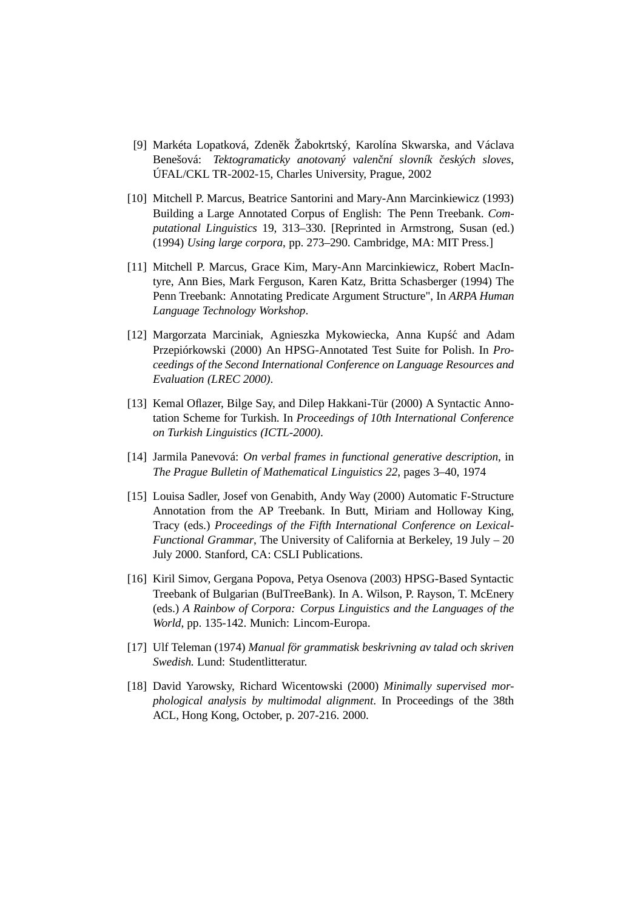[9] Markéta Lopatková, Zdeněk Žabokrtský, Karolína Skwarska, and Václava Benešová: *Tektogramaticky anotovaný valenční slovník českých sloves*, ÚFAL/CKL TR-2002-15, Charles University, Prague, 2002

[10] Mitchell P. Marcus, Beatrice Santorini and Mary-Ann Marcinkiewicz (1993) Building a Large Annotated Corpus of English: The Penn Treebank. *Computational Linguistics* 19, 313–330. [Reprinted in Armstrong, Susan (ed.) (1994) *Using large corpora*, pp. 273–290. Cambridge, MA: MIT Press.]

[11] Mitchell P. Marcus, Grace Kim, Mary-Ann Marcinkiewicz, Robert MacIntyre, Ann Bies, Mark Ferguson, Karen Katz, Britta Schasberger (1994) The Penn Treebank: Annotating Predicate Argument Structure", In *ARPA Human Language Technology Workshop*.

[12] Margorzata Marciniak, Agnieszka Mykowiecka, Anna Kupść and Adam Przepiórkowski (2000) An HPSG-Annotated Test Suite for Polish. In *Proceedings of the Second International Conference on Language Resources and Evaluation (LREC 2000)*.

[13] Kemal Oflazer, Bilge Say, and Dilep Hakkani-Tür (2000) A Syntactic Annotation Scheme for Turkish. In *Proceedings of 10th International Conference on Turkish Linguistics (ICTL-2000)*.

[14] Jarmila Panevová: *On verbal frames in functional generative description*, in *The Prague Bulletin of Mathematical Linguistics 22*, pages 3–40, 1974

[15] Louisa Sadler, Josef von Genabith, Andy Way (2000) Automatic F-Structure Annotation from the AP Treebank. In Butt, Miriam and Holloway King, Tracy (eds.) *Proceedings of the Fifth International Conference on Lexical-Functional Grammar*, The University of California at Berkeley, 19 July – 20 July 2000. Stanford, CA: CSLI Publications.

[16] Kiril Simov, Gergana Popova, Petya Osenova (2003) HPSG-Based Syntactic Treebank of Bulgarian (BulTreeBank). In A. Wilson, P. Rayson, T. McEnery (eds.) *A Rainbow of Corpora: Corpus Linguistics and the Languages of the World*, pp. 135-142. Munich: Lincom-Europa.

[17] Ulf Teleman (1974) *Manual för grammatisk beskrivning av talad och skriven Swedish.* Lund: Studentlitteratur.

[18] David Yarowsky, Richard Wicentowski (2000) *Minimally supervised morphological analysis by multimodal alignment*. In Proceedings of the 38th ACL, Hong Kong, October, p. 207-216. 2000.